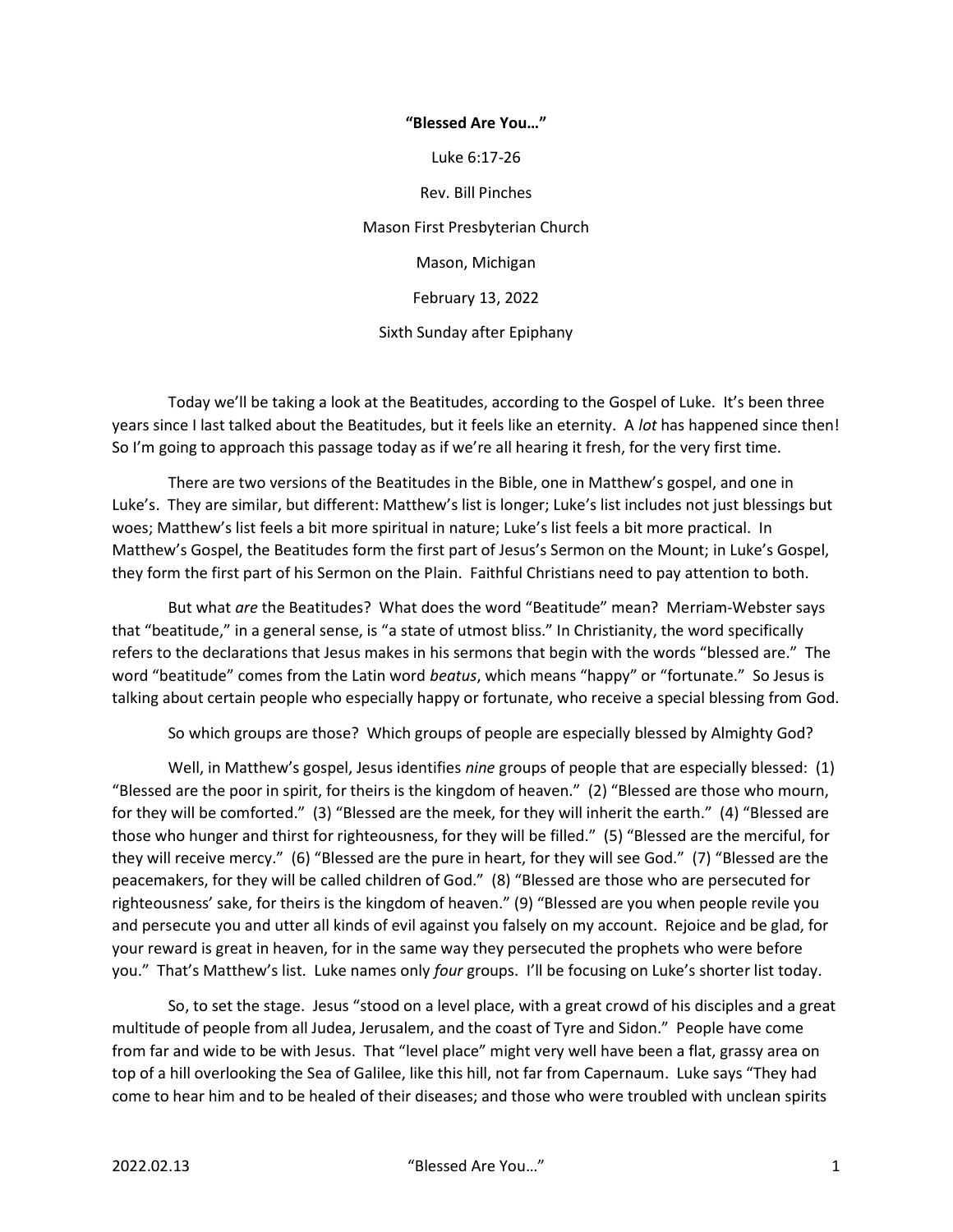**"Blessed Are You…"**

Luke 6:17-26

Rev. Bill Pinches

Mason First Presbyterian Church

Mason, Michigan

February 13, 2022

Sixth Sunday after Epiphany

Today we'll be taking a look at the Beatitudes, according to the Gospel of Luke. It's been three years since I last talked about the Beatitudes, but it feels like an eternity. A *lot* has happened since then! So I'm going to approach this passage today as if we're all hearing it fresh, for the very first time.

There are two versions of the Beatitudes in the Bible, one in Matthew's gospel, and one in Luke's. They are similar, but different: Matthew's list is longer; Luke's list includes not just blessings but woes; Matthew's list feels a bit more spiritual in nature; Luke's list feels a bit more practical. In Matthew's Gospel, the Beatitudes form the first part of Jesus's Sermon on the Mount; in Luke's Gospel, they form the first part of his Sermon on the Plain. Faithful Christians need to pay attention to both.

But what *are* the Beatitudes? What does the word "Beatitude" mean? Merriam-Webster says that "beatitude," in a general sense, is "a state of utmost bliss." In Christianity, the word specifically refers to the declarations that Jesus makes in his sermons that begin with the words "blessed are." The word "beatitude" comes from the Latin word *beatus*, which means "happy" or "fortunate." So Jesus is talking about certain people who especially happy or fortunate, who receive a special blessing from God.

So which groups are those? Which groups of people are especially blessed by Almighty God?

Well, in Matthew's gospel, Jesus identifies *nine* groups of people that are especially blessed: (1) "Blessed are the poor in spirit, for theirs is the kingdom of heaven." (2) "Blessed are those who mourn, for they will be comforted." (3) "Blessed are the meek, for they will inherit the earth." (4) "Blessed are those who hunger and thirst for righteousness, for they will be filled." (5) "Blessed are the merciful, for they will receive mercy." (6) "Blessed are the pure in heart, for they will see God." (7) "Blessed are the peacemakers, for they will be called children of God." (8) "Blessed are those who are persecuted for righteousness' sake, for theirs is the kingdom of heaven." (9) "Blessed are you when people revile you and persecute you and utter all kinds of evil against you falsely on my account. Rejoice and be glad, for your reward is great in heaven, for in the same way they persecuted the prophets who were before you." That's Matthew's list. Luke names only *four* groups. I'll be focusing on Luke's shorter list today.

So, to set the stage. Jesus "stood on a level place, with a great crowd of his disciples and a great multitude of people from all Judea, Jerusalem, and the coast of Tyre and Sidon." People have come from far and wide to be with Jesus. That "level place" might very well have been a flat, grassy area on top of a hill overlooking the Sea of Galilee, like this hill, not far from Capernaum. Luke says "They had come to hear him and to be healed of their diseases; and those who were troubled with unclean spirits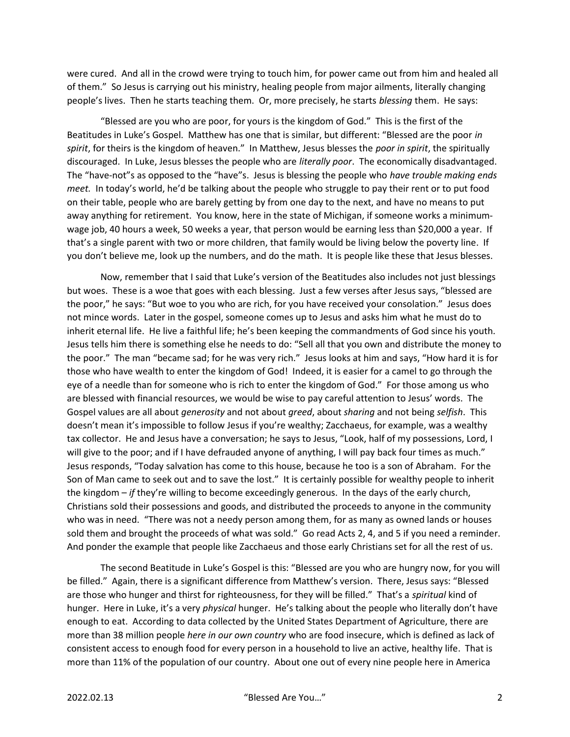were cured. And all in the crowd were trying to touch him, for power came out from him and healed all of them." So Jesus is carrying out his ministry, healing people from major ailments, literally changing people's lives. Then he starts teaching them. Or, more precisely, he starts *blessing* them. He says:

"Blessed are you who are poor, for yours is the kingdom of God." This is the first of the Beatitudes in Luke's Gospel. Matthew has one that is similar, but different: "Blessed are the poor *in spirit*, for theirs is the kingdom of heaven." In Matthew, Jesus blesses the *poor in spirit*, the spiritually discouraged. In Luke, Jesus blesses the people who are *literally poor*. The economically disadvantaged. The "have-not"s as opposed to the "have"s. Jesus is blessing the people who *have trouble making ends meet.* In today's world, he'd be talking about the people who struggle to pay their rent or to put food on their table, people who are barely getting by from one day to the next, and have no means to put away anything for retirement. You know, here in the state of Michigan, if someone works a minimum-wage job, 40 hours a week, 50 weeks a year, that person would be earning less than $20,000 a year. If that's a single parent with two or more children, that family would be living below the poverty line. If you don't believe me, look up the numbers, and do the math. It is people like these that Jesus blesses.

Now, remember that I said that Luke's version of the Beatitudes also includes not just blessings but woes. These is a woe that goes with each blessing. Just a few verses after Jesus says, "blessed are the poor," he says: "But woe to you who are rich, for you have received your consolation." Jesus does not mince words. Later in the gospel, someone comes up to Jesus and asks him what he must do to inherit eternal life. He live a faithful life; he's been keeping the commandments of God since his youth. Jesus tells him there is something else he needs to do: "Sell all that you own and distribute the money to the poor." The man "became sad; for he was very rich." Jesus looks at him and says, "How hard it is for those who have wealth to enter the kingdom of God! Indeed, it is easier for a camel to go through the eye of a needle than for someone who is rich to enter the kingdom of God." For those among us who are blessed with financial resources, we would be wise to pay careful attention to Jesus' words. The Gospel values are all about *generosity* and not about *greed*, about *sharing* and not being *selfish*. This doesn't mean it's impossible to follow Jesus if you're wealthy; Zacchaeus, for example, was a wealthy tax collector. He and Jesus have a conversation; he says to Jesus, "Look, half of my possessions, Lord, I will give to the poor; and if I have defrauded anyone of anything, I will pay back four times as much." Jesus responds, "Today salvation has come to this house, because he too is a son of Abraham. For the Son of Man came to seek out and to save the lost." It is certainly possible for wealthy people to inherit the kingdom – *if* they're willing to become exceedingly generous. In the days of the early church, Christians sold their possessions and goods, and distributed the proceeds to anyone in the community who was in need. "There was not a needy person among them, for as many as owned lands or houses sold them and brought the proceeds of what was sold." Go read Acts 2, 4, and 5 if you need a reminder. And ponder the example that people like Zacchaeus and those early Christians set for all the rest of us.

The second Beatitude in Luke's Gospel is this: "Blessed are you who are hungry now, for you will be filled." Again, there is a significant difference from Matthew's version. There, Jesus says: "Blessed are those who hunger and thirst for righteousness, for they will be filled." That's a *spiritual* kind of hunger. Here in Luke, it's a very *physical* hunger. He's talking about the people who literally don't have enough to eat. According to data collected by the United States Department of Agriculture, there are more than 38 million people *here in our own country* who are food insecure, which is defined as lack of consistent access to enough food for every person in a household to live an active, healthy life. That is more than 11% of the population of our country. About one out of every nine people here in America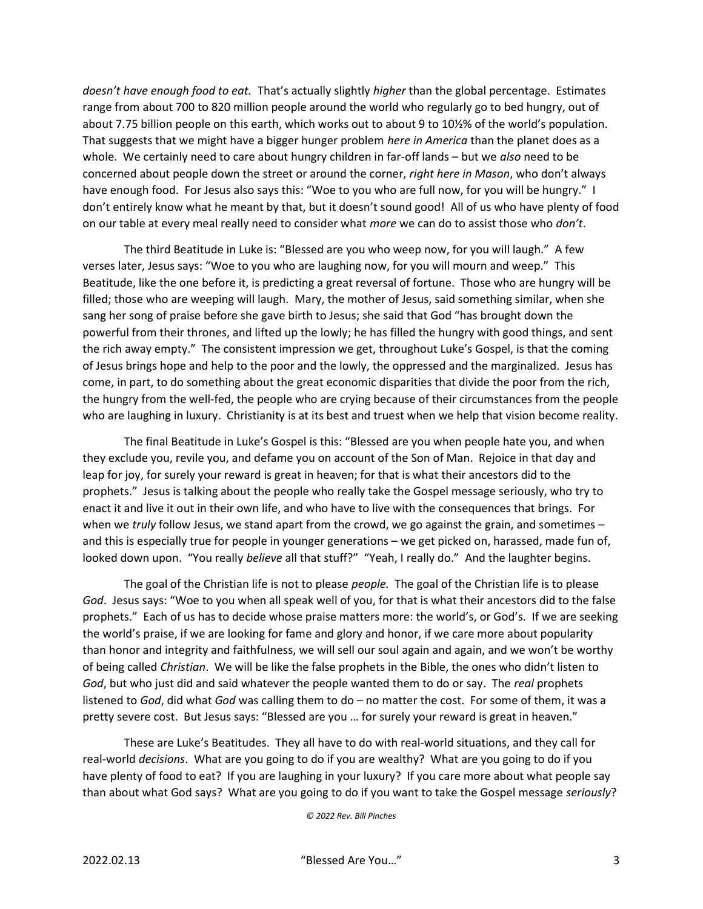*doesn't have enough food to eat.* That's actually slightly *higher* than the global percentage. Estimates range from about 700 to 820 million people around the world who regularly go to bed hungry, out of about 7.75 billion people on this earth, which works out to about 9 to 10½% of the world's population. That suggests that we might have a bigger hunger problem *here in America* than the planet does as a whole. We certainly need to care about hungry children in far-off lands – but we *also* need to be concerned about people down the street or around the corner, *right here in Mason*, who don't always have enough food. For Jesus also says this: "Woe to you who are full now, for you will be hungry." I don't entirely know what he meant by that, but it doesn't sound good! All of us who have plenty of food on our table at every meal really need to consider what *more* we can do to assist those who *don't*.

The third Beatitude in Luke is: "Blessed are you who weep now, for you will laugh." A few verses later, Jesus says: "Woe to you who are laughing now, for you will mourn and weep." This Beatitude, like the one before it, is predicting a great reversal of fortune. Those who are hungry will be filled; those who are weeping will laugh. Mary, the mother of Jesus, said something similar, when she sang her song of praise before she gave birth to Jesus; she said that God "has brought down the powerful from their thrones, and lifted up the lowly; he has filled the hungry with good things, and sent the rich away empty." The consistent impression we get, throughout Luke's Gospel, is that the coming of Jesus brings hope and help to the poor and the lowly, the oppressed and the marginalized. Jesus has come, in part, to do something about the great economic disparities that divide the poor from the rich, the hungry from the well-fed, the people who are crying because of their circumstances from the people who are laughing in luxury. Christianity is at its best and truest when we help that vision become reality.

The final Beatitude in Luke's Gospel is this: "Blessed are you when people hate you, and when they exclude you, revile you, and defame you on account of the Son of Man. Rejoice in that day and leap for joy, for surely your reward is great in heaven; for that is what their ancestors did to the prophets." Jesus is talking about the people who really take the Gospel message seriously, who try to enact it and live it out in their own life, and who have to live with the consequences that brings. For when we *truly* follow Jesus, we stand apart from the crowd, we go against the grain, and sometimes – and this is especially true for people in younger generations – we get picked on, harassed, made fun of, looked down upon. "You really *believe* all that stuff?" "Yeah, I really do." And the laughter begins.

The goal of the Christian life is not to please *people.* The goal of the Christian life is to please *God*. Jesus says: "Woe to you when all speak well of you, for that is what their ancestors did to the false prophets." Each of us has to decide whose praise matters more: the world's, or God's. If we are seeking the world's praise, if we are looking for fame and glory and honor, if we care more about popularity than honor and integrity and faithfulness, we will sell our soul again and again, and we won't be worthy of being called *Christian*. We will be like the false prophets in the Bible, the ones who didn't listen to *God*, but who just did and said whatever the people wanted them to do or say. The *real* prophets listened to *God*, did what *God* was calling them to do – no matter the cost. For some of them, it was a pretty severe cost. But Jesus says: "Blessed are you … for surely your reward is great in heaven."

These are Luke's Beatitudes. They all have to do with real-world situations, and they call for real-world *decisions*. What are you going to do if you are wealthy? What are you going to do if you have plenty of food to eat? If you are laughing in your luxury? If you care more about what people say than about what God says? What are you going to do if you want to take the Gospel message *seriously*?

*© 2022 Rev. Bill Pinches*